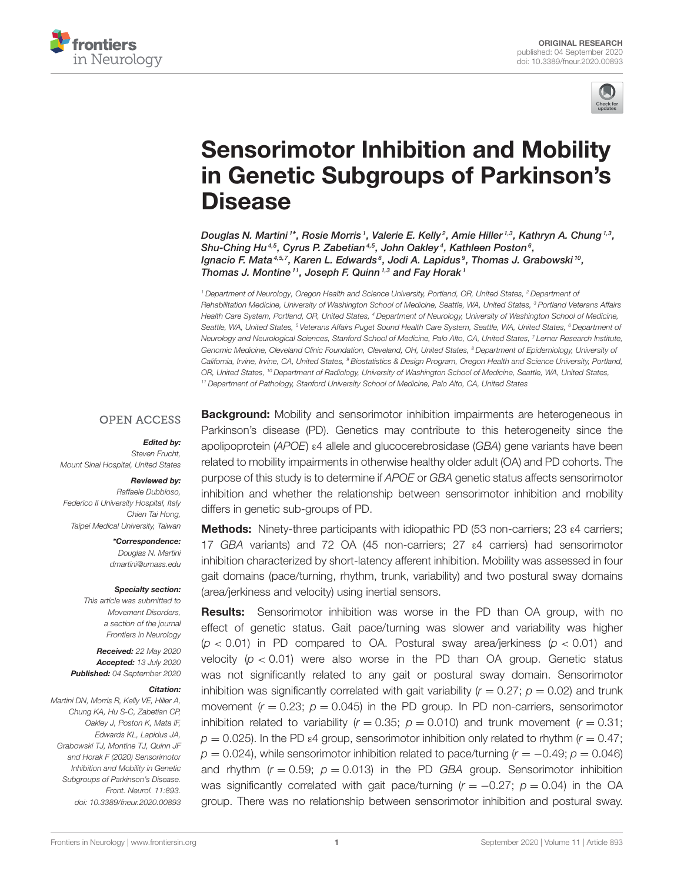ORIGINAL RESEARCH
published: 04 September 2020
doi: 10.3389/fneur.2020.00893

# Sensorimotor Inhibition and Mobility in Genetic Subgroups of Parkinson's Disease

*Douglas N. Martini[1]\*, Rosie Morris[1], Valerie E. Kelly[2], Amie Hiller[1,3], Kathryn A. Chung[1,3], Shu-Ching Hu[4,5], Cyrus P. Zabetian[4,5], John Oakley[4], Kathleen Poston[6], Ignacio F. Mata[4,5,7], Karen L. Edwards[8], Jodi A. Lapidus[9], Thomas J. Grabowski[10], Thomas J. Montine[11], Joseph F. Quinn[1,3] and Fay Horak[1]*

[1] Department of Neurology, Oregon Health and Science University, Portland, OR, United States, [2] Department of Rehabilitation Medicine, University of Washington School of Medicine, Seattle, WA, United States, [3] Portland Veterans Affairs Health Care System, Portland, OR, United States, [4] Department of Neurology, University of Washington School of Medicine, Seattle, WA, United States, [5] Veterans Affairs Puget Sound Health Care System, Seattle, WA, United States, [6] Department of Neurology and Neurological Sciences, Stanford School of Medicine, Palo Alto, CA, United States, [7] Lerner Research Institute, Genomic Medicine, Cleveland Clinic Foundation, Cleveland, OH, United States, [8] Department of Epidemiology, University of California, Irvine, Irvine, CA, United States, [9] Biostatistics & Design Program, Oregon Health and Science University, Portland, OR, United States, [10] Department of Radiology, University of Washington School of Medicine, Seattle, WA, United States, [11] Department of Pathology, Stanford University School of Medicine, Palo Alto, CA, United States

OPEN ACCESS

**Edited by:**
Steven Frucht,
Mount Sinai Hospital, United States

**Reviewed by:**
Raffaele Dubbioso,
Federico II University Hospital, Italy
Chien Tai Hong,
Taipei Medical University, Taiwan

**\*Correspondence:**
Douglas N. Martini
dmartini@umass.edu

**Specialty section:**
This article was submitted to Movement Disorders, a section of the journal Frontiers in Neurology

**Received:** 22 May 2020
**Accepted:** 13 July 2020
**Published:** 04 September 2020

**Citation:**
Martini DN, Morris R, Kelly VE, Hiller A, Chung KA, Hu S-C, Zabetian CP, Oakley J, Poston K, Mata IF, Edwards KL, Lapidus JA, Grabowski TJ, Montine TJ, Quinn JF and Horak F (2020) Sensorimotor Inhibition and Mobility in Genetic Subgroups of Parkinson's Disease. Front. Neurol. 11:893. doi: 10.3389/fneur.2020.00893

**Background:** Mobility and sensorimotor inhibition impairments are heterogeneous in Parkinson's disease (PD). Genetics may contribute to this heterogeneity since the apolipoprotein (*APOE*) ε4 allele and glucocerebrosidase (*GBA*) gene variants have been related to mobility impairments in otherwise healthy older adult (OA) and PD cohorts. The purpose of this study is to determine if *APOE* or *GBA* genetic status affects sensorimotor inhibition and whether the relationship between sensorimotor inhibition and mobility differs in genetic sub-groups of PD.

**Methods:** Ninety-three participants with idiopathic PD (53 non-carriers; 23 ε4 carriers; 17 *GBA* variants) and 72 OA (45 non-carriers; 27 ε4 carriers) had sensorimotor inhibition characterized by short-latency afferent inhibition. Mobility was assessed in four gait domains (pace/turning, rhythm, trunk, variability) and two postural sway domains (area/jerkiness and velocity) using inertial sensors.

**Results:** Sensorimotor inhibition was worse in the PD than OA group, with no effect of genetic status. Gait pace/turning was slower and variability was higher ($p < 0.01$) in PD compared to OA. Postural sway area/jerkiness ($p < 0.01$) and velocity ($p < 0.01$) were also worse in the PD than OA group. Genetic status was not significantly related to any gait or postural sway domain. Sensorimotor inhibition was significantly correlated with gait variability ($r = 0.27$; $p = 0.02$) and trunk movement ($r = 0.23$; $p = 0.045$) in the PD group. In PD non-carriers, sensorimotor inhibition related to variability ($r = 0.35$; $p = 0.010$) and trunk movement ($r = 0.31$; $p = 0.025$). In the PD ε4 group, sensorimotor inhibition only related to rhythm ($r = 0.47$; $p = 0.024$), while sensorimotor inhibition related to pace/turning ($r = -0.49$; $p = 0.046$) and rhythm ($r = 0.59$; $p = 0.013$) in the PD *GBA* group. Sensorimotor inhibition was significantly correlated with gait pace/turning ($r = -0.27$; $p = 0.04$) in the OA group. There was no relationship between sensorimotor inhibition and postural sway.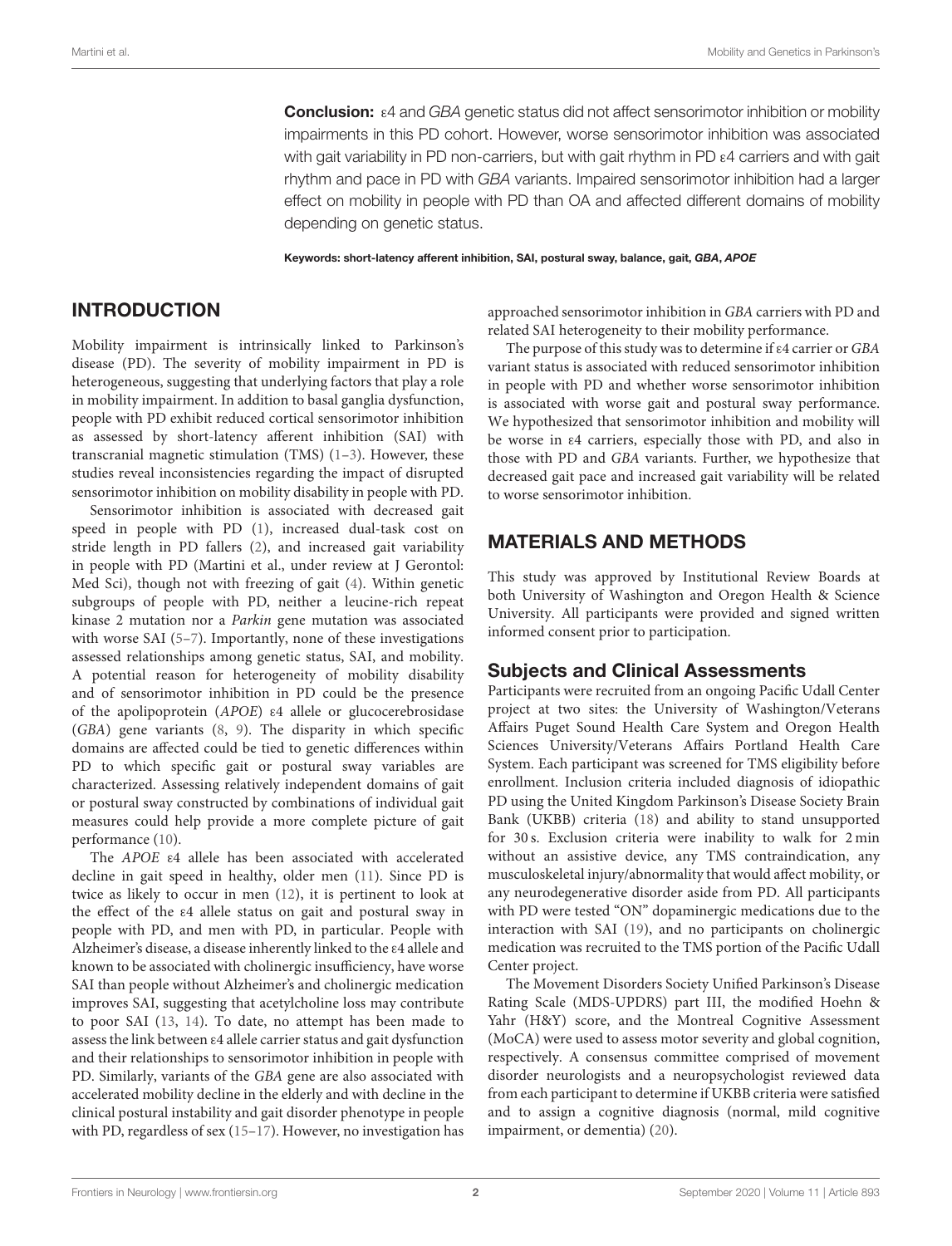**Conclusion:** ε4 and *GBA* genetic status did not affect sensorimotor inhibition or mobility impairments in this PD cohort. However, worse sensorimotor inhibition was associated with gait variability in PD non-carriers, but with gait rhythm in PD ε4 carriers and with gait rhythm and pace in PD with *GBA* variants. Impaired sensorimotor inhibition had a larger effect on mobility in people with PD than OA and affected different domains of mobility depending on genetic status.

**Keywords: short-latency afferent inhibition, SAI, postural sway, balance, gait, *GBA*, *APOE***

## INTRODUCTION

Mobility impairment is intrinsically linked to Parkinson's disease (PD). The severity of mobility impairment in PD is heterogeneous, suggesting that underlying factors that play a role in mobility impairment. In addition to basal ganglia dysfunction, people with PD exhibit reduced cortical sensorimotor inhibition as assessed by short-latency afferent inhibition (SAI) with transcranial magnetic stimulation (TMS) (1–3). However, these studies reveal inconsistencies regarding the impact of disrupted sensorimotor inhibition on mobility disability in people with PD.

Sensorimotor inhibition is associated with decreased gait speed in people with PD (1), increased dual-task cost on stride length in PD fallers (2), and increased gait variability in people with PD (Martini et al., under review at J Gerontol: Med Sci), though not with freezing of gait (4). Within genetic subgroups of people with PD, neither a leucine-rich repeat kinase 2 mutation nor a *Parkin* gene mutation was associated with worse SAI (5–7). Importantly, none of these investigations assessed relationships among genetic status, SAI, and mobility. A potential reason for heterogeneity of mobility disability and of sensorimotor inhibition in PD could be the presence of the apolipoprotein (*APOE*) ε4 allele or glucocerebrosidase (*GBA*) gene variants (8, 9). The disparity in which specific domains are affected could be tied to genetic differences within PD to which specific gait or postural sway variables are characterized. Assessing relatively independent domains of gait or postural sway constructed by combinations of individual gait measures could help provide a more complete picture of gait performance (10).

The *APOE* ε4 allele has been associated with accelerated decline in gait speed in healthy, older men (11). Since PD is twice as likely to occur in men (12), it is pertinent to look at the effect of the ε4 allele status on gait and postural sway in people with PD, and men with PD, in particular. People with Alzheimer's disease, a disease inherently linked to the ε4 allele and known to be associated with cholinergic insufficiency, have worse SAI than people without Alzheimer's and cholinergic medication improves SAI, suggesting that acetylcholine loss may contribute to poor SAI (13, 14). To date, no attempt has been made to assess the link between ε4 allele carrier status and gait dysfunction and their relationships to sensorimotor inhibition in people with PD. Similarly, variants of the *GBA* gene are also associated with accelerated mobility decline in the elderly and with decline in the clinical postural instability and gait disorder phenotype in people with PD, regardless of sex (15–17). However, no investigation has approached sensorimotor inhibition in *GBA* carriers with PD and related SAI heterogeneity to their mobility performance.

The purpose of this study was to determine if ε4 carrier or *GBA* variant status is associated with reduced sensorimotor inhibition in people with PD and whether worse sensorimotor inhibition is associated with worse gait and postural sway performance. We hypothesized that sensorimotor inhibition and mobility will be worse in ε4 carriers, especially those with PD, and also in those with PD and *GBA* variants. Further, we hypothesize that decreased gait pace and increased gait variability will be related to worse sensorimotor inhibition.

## MATERIALS AND METHODS

This study was approved by Institutional Review Boards at both University of Washington and Oregon Health & Science University. All participants were provided and signed written informed consent prior to participation.

### Subjects and Clinical Assessments

Participants were recruited from an ongoing Pacific Udall Center project at two sites: the University of Washington/Veterans Affairs Puget Sound Health Care System and Oregon Health Sciences University/Veterans Affairs Portland Health Care System. Each participant was screened for TMS eligibility before enrollment. Inclusion criteria included diagnosis of idiopathic PD using the United Kingdom Parkinson's Disease Society Brain Bank (UKBB) criteria (18) and ability to stand unsupported for 30 s. Exclusion criteria were inability to walk for 2 min without an assistive device, any TMS contraindication, any musculoskeletal injury/abnormality that would affect mobility, or any neurodegenerative disorder aside from PD. All participants with PD were tested "ON" dopaminergic medications due to the interaction with SAI (19), and no participants on cholinergic medication was recruited to the TMS portion of the Pacific Udall Center project.

The Movement Disorders Society Unified Parkinson's Disease Rating Scale (MDS-UPDRS) part III, the modified Hoehn & Yahr (H&Y) score, and the Montreal Cognitive Assessment (MoCA) were used to assess motor severity and global cognition, respectively. A consensus committee comprised of movement disorder neurologists and a neuropsychologist reviewed data from each participant to determine if UKBB criteria were satisfied and to assign a cognitive diagnosis (normal, mild cognitive impairment, or dementia) (20).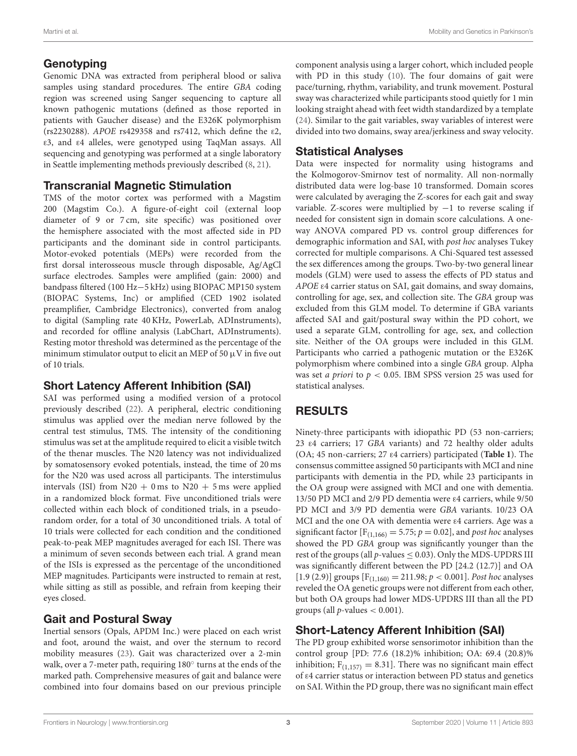## Genotyping

Genomic DNA was extracted from peripheral blood or saliva samples using standard procedures. The entire *GBA* coding region was screened using Sanger sequencing to capture all known pathogenic mutations (defined as those reported in patients with Gaucher disease) and the E326K polymorphism (rs2230288). *APOE* rs429358 and rs7412, which define the ε2, ε3, and ε4 alleles, were genotyped using TaqMan assays. All sequencing and genotyping was performed at a single laboratory in Seattle implementing methods previously described (8, 21).

## Transcranial Magnetic Stimulation

TMS of the motor cortex was performed with a Magstim 200 (Magstim Co.). A figure-of-eight coil (external loop diameter of 9 or 7 cm, site specific) was positioned over the hemisphere associated with the most affected side in PD participants and the dominant side in control participants. Motor-evoked potentials (MEPs) were recorded from the first dorsal interosseous muscle through disposable, Ag/AgCl surface electrodes. Samples were amplified (gain: 2000) and bandpass filtered (100 Hz−5 kHz) using BIOPAC MP150 system (BIOPAC Systems, Inc) or amplified (CED 1902 isolated preamplifier, Cambridge Electronics), converted from analog to digital (Sampling rate 40 KHz, PowerLab, ADInstruments), and recorded for offline analysis (LabChart, ADInstruments). Resting motor threshold was determined as the percentage of the minimum stimulator output to elicit an MEP of 50 μV in five out of 10 trials.

## Short Latency Afferent Inhibition (SAI)

SAI was performed using a modified version of a protocol previously described (22). A peripheral, electric conditioning stimulus was applied over the median nerve followed by the central test stimulus, TMS. The intensity of the conditioning stimulus was set at the amplitude required to elicit a visible twitch of the thenar muscles. The N20 latency was not individualized by somatosensory evoked potentials, instead, the time of 20 ms for the N20 was used across all participants. The interstimulus intervals (ISI) from N20 + 0 ms to N20 + 5 ms were applied in a randomized block format. Five unconditioned trials were collected within each block of conditioned trials, in a pseudo-random order, for a total of 30 unconditioned trials. A total of 10 trials were collected for each condition and the conditioned peak-to-peak MEP magnitudes averaged for each ISI. There was a minimum of seven seconds between each trial. A grand mean of the ISIs is expressed as the percentage of the unconditioned MEP magnitudes. Participants were instructed to remain at rest, while sitting as still as possible, and refrain from keeping their eyes closed.

## Gait and Postural Sway

Inertial sensors (Opals, APDM Inc.) were placed on each wrist and foot, around the waist, and over the sternum to record mobility measures (23). Gait was characterized over a 2-min walk, over a 7-meter path, requiring 180° turns at the ends of the marked path. Comprehensive measures of gait and balance were combined into four domains based on our previous principle component analysis using a larger cohort, which included people with PD in this study (10). The four domains of gait were pace/turning, rhythm, variability, and trunk movement. Postural sway was characterized while participants stood quietly for 1 min looking straight ahead with feet width standardized by a template (24). Similar to the gait variables, sway variables of interest were divided into two domains, sway area/jerkiness and sway velocity.

## Statistical Analyses

Data were inspected for normality using histograms and the Kolmogorov-Smirnov test of normality. All non-normally distributed data were log-base 10 transformed. Domain scores were calculated by averaging the Z-scores for each gait and sway variable. Z-scores were multiplied by −1 to reverse scaling if needed for consistent sign in domain score calculations. A one-way ANOVA compared PD vs. control group differences for demographic information and SAI, with *post hoc* analyses Tukey corrected for multiple comparisons. A Chi-Squared test assessed the sex differences among the groups. Two-by-two general linear models (GLM) were used to assess the effects of PD status and *APOE* ε4 carrier status on SAI, gait domains, and sway domains, controlling for age, sex, and collection site. The *GBA* group was excluded from this GLM model. To determine if GBA variants affected SAI and gait/postural sway within the PD cohort, we used a separate GLM, controlling for age, sex, and collection site. Neither of the OA groups were included in this GLM. Participants who carried a pathogenic mutation or the E326K polymorphism where combined into a single *GBA* group. Alpha was set *a priori* to $p < 0.05$. IBM SPSS version 25 was used for statistical analyses.

# RESULTS

Ninety-three participants with idiopathic PD (53 non-carriers; 23 ε4 carriers; 17 *GBA* variants) and 72 healthy older adults (OA; 45 non-carriers; 27 ε4 carriers) participated (**Table 1**). The consensus committee assigned 50 participants with MCI and nine participants with dementia in the PD, while 23 participants in the OA group were assigned with MCI and one with dementia. 13/50 PD MCI and 2/9 PD dementia were ε4 carriers, while 9/50 PD MCI and 3/9 PD dementia were *GBA* variants. 10/23 OA MCI and the one OA with dementia were ε4 carriers. Age was a significant factor [$F_{(1,166)} = 5.75$; $p = 0.02$], and *post hoc* analyses showed the PD *GBA* group was significantly younger than the rest of the groups (all *p*-values ≤ 0.03). Only the MDS-UPDRS III was significantly different between the PD [24.2 (12.7)] and OA [1.9 (2.9)] groups [$F_{(1,160)} = 211.98$; $p < 0.001$]. *Post hoc* analyses reveled the OA genetic groups were not different from each other, but both OA groups had lower MDS-UPDRS III than all the PD groups (all *p*-values < 0.001).

## Short-Latency Afferent Inhibition (SAI)

The PD group exhibited worse sensorimotor inhibition than the control group [PD: 77.6 (18.2)% inhibition; OA: 69.4 (20.8)% inhibition; $F_{(1,157)} = 8.31$]. There was no significant main effect of ε4 carrier status or interaction between PD status and genetics on SAI. Within the PD group, there was no significant main effect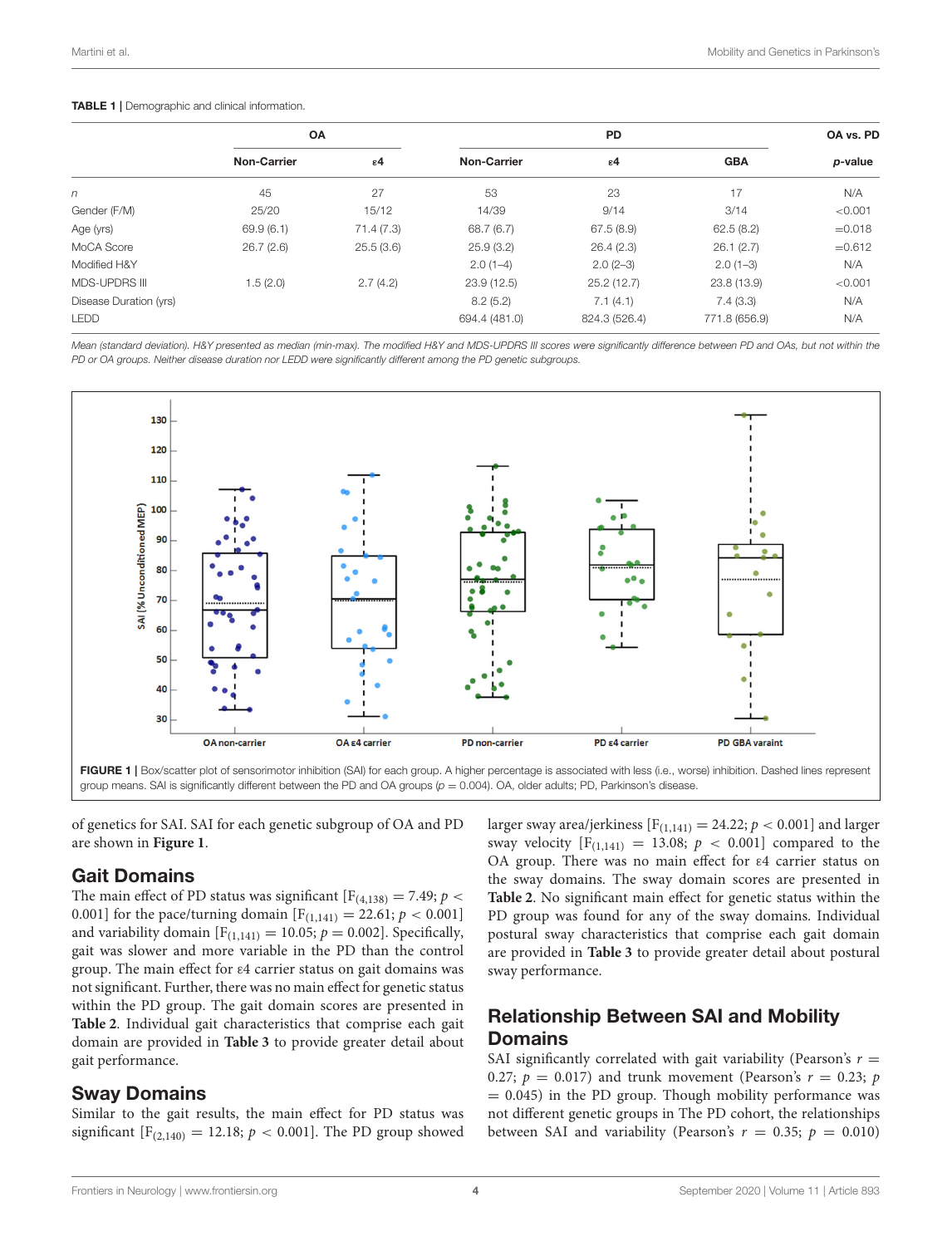**TABLE 1** | Demographic and clinical information.

| | OA | | PD | | | OA vs. PD |
|---|---|---|---|---|---|---|
| | Non-Carrier | ε4 | Non-Carrier | ε4 | GBA | *p*-value |
| *n* | 45 | 27 | 53 | 23 | 17 | N/A |
| Gender (F/M) | 25/20 | 15/12 | 14/39 | 9/14 | 3/14 | <0.001 |
| Age (yrs) | 69.9 (6.1) | 71.4 (7.3) | 68.7 (6.7) | 67.5 (8.9) | 62.5 (8.2) | =0.018 |
| MoCA Score | 26.7 (2.6) | 25.5 (3.6) | 25.9 (3.2) | 26.4 (2.3) | 26.1 (2.7) | =0.612 |
| Modified H&Y | | | 2.0 (1–4) | 2.0 (2–3) | 2.0 (1–3) | N/A |
| MDS-UPDRS III | 1.5 (2.0) | 2.7 (4.2) | 23.9 (12.5) | 25.2 (12.7) | 23.8 (13.9) | <0.001 |
| Disease Duration (yrs) | | | 8.2 (5.2) | 7.1 (4.1) | 7.4 (3.3) | N/A |
| LEDD | | | 694.4 (481.0) | 824.3 (526.4) | 771.8 (656.9) | N/A |

*Mean (standard deviation). H&Y presented as median (min-max). The modified H&Y and MDS-UPDRS III scores were significantly difference between PD and OAs, but not within the PD or OA groups. Neither disease duration nor LEDD were significantly different among the PD genetic subgroups.*

**FIGURE 1** | Box/scatter plot of sensorimotor inhibition (SAI) for each group. A higher percentage is associated with less (i.e., worse) inhibition. Dashed lines represent group means. SAI is significantly different between the PD and OA groups ($p = 0.004$). OA, older adults; PD, Parkinson's disease.

of genetics for SAI. SAI for each genetic subgroup of OA and PD are shown in **Figure 1**.

## Gait Domains

The main effect of PD status was significant [$F_{(4,138)} = 7.49$; $p < 0.001$] for the pace/turning domain [$F_{(1,141)} = 22.61$; $p < 0.001$] and variability domain [$F_{(1,141)} = 10.05$; $p = 0.002$]. Specifically, gait was slower and more variable in the PD than the control group. The main effect for ε4 carrier status on gait domains was not significant. Further, there was no main effect for genetic status within the PD group. The gait domain scores are presented in **Table 2**. Individual gait characteristics that comprise each gait domain are provided in **Table 3** to provide greater detail about gait performance.

## Sway Domains

Similar to the gait results, the main effect for PD status was significant [$F_{(2,140)} = 12.18$; $p < 0.001$]. The PD group showed larger sway area/jerkiness [$F_{(1,141)} = 24.22$; $p < 0.001$] and larger sway velocity [$F_{(1,141)} = 13.08$; $p < 0.001$] compared to the OA group. There was no main effect for ε4 carrier status on the sway domains. The sway domain scores are presented in **Table 2**. No significant main effect for genetic status within the PD group was found for any of the sway domains. Individual postural sway characteristics that comprise each gait domain are provided in **Table 3** to provide greater detail about postural sway performance.

## Relationship Between SAI and Mobility Domains

SAI significantly correlated with gait variability (Pearson's $r = 0.27$; $p = 0.017$) and trunk movement (Pearson's $r = 0.23$; $p = 0.045$) in the PD group. Though mobility performance was not different genetic groups in The PD cohort, the relationships between SAI and variability (Pearson's $r = 0.35$; $p = 0.010$)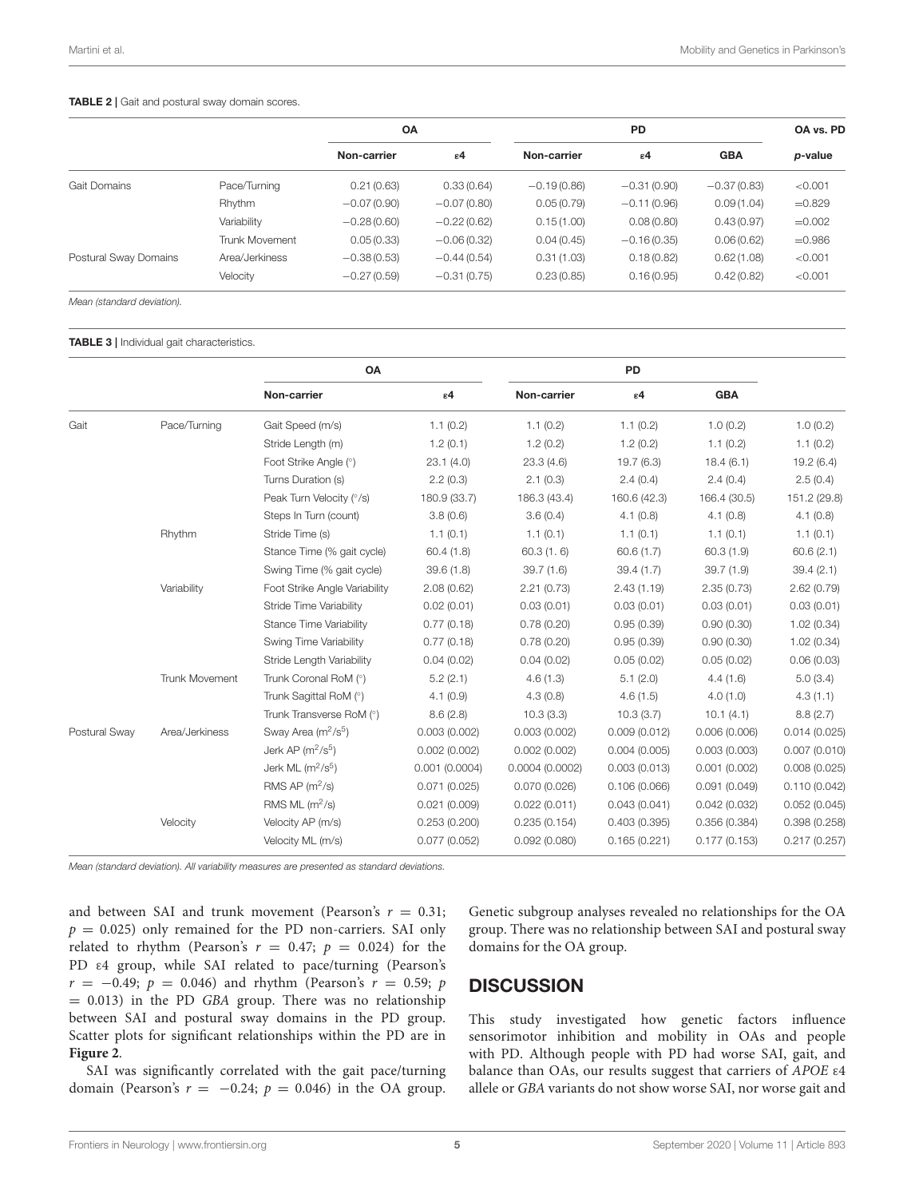**TABLE 2 |** Gait and postural sway domain scores.

| | | OA | | PD | | | OA vs. PD |
|---|---|---|---|---|---|---|---|
| | | Non-carrier | ε4 | Non-carrier | ε4 | GBA | *p*-value |
| Gait Domains | Pace/Turning | 0.21 (0.63) | 0.33 (0.64) | −0.19 (0.86) | −0.31 (0.90) | −0.37 (0.83) | <0.001 |
| | Rhythm | −0.07 (0.90) | −0.07 (0.80) | 0.05 (0.79) | −0.11 (0.96) | 0.09 (1.04) | =0.829 |
| | Variability | −0.28 (0.60) | −0.22 (0.62) | 0.15 (1.00) | 0.08 (0.80) | 0.43 (0.97) | =0.002 |
| | Trunk Movement | 0.05 (0.33) | −0.06 (0.32) | 0.04 (0.45) | −0.16 (0.35) | 0.06 (0.62) | =0.986 |
| Postural Sway Domains | Area/Jerkiness | −0.38 (0.53) | −0.44 (0.54) | 0.31 (1.03) | 0.18 (0.82) | 0.62 (1.08) | <0.001 |
| | Velocity | −0.27 (0.59) | −0.31 (0.75) | 0.23 (0.85) | 0.16 (0.95) | 0.42 (0.82) | <0.001 |

*Mean (standard deviation).*

**TABLE 3 |** Individual gait characteristics.

| | | | OA | | PD | | |
|---|---|---|---|---|---|---|---|
| | | Non-carrier | ε4 | Non-carrier | ε4 | GBA | |
| Gait | Pace/Turning | Gait Speed (m/s) | 1.1 (0.2) | 1.1 (0.2) | 1.1 (0.2) | 1.0 (0.2) | 1.0 (0.2) |
| | | Stride Length (m) | 1.2 (0.1) | 1.2 (0.2) | 1.2 (0.2) | 1.1 (0.2) | 1.1 (0.2) |
| | | Foot Strike Angle (°) | 23.1 (4.0) | 23.3 (4.6) | 19.7 (6.3) | 18.4 (6.1) | 19.2 (6.4) |
| | | Turns Duration (s) | 2.2 (0.3) | 2.1 (0.3) | 2.4 (0.4) | 2.4 (0.4) | 2.5 (0.4) |
| | | Peak Turn Velocity (°/s) | 180.9 (33.7) | 186.3 (43.4) | 160.6 (42.3) | 166.4 (30.5) | 151.2 (29.8) |
| | | Steps In Turn (count) | 3.8 (0.6) | 3.6 (0.4) | 4.1 (0.8) | 4.1 (0.8) | 4.1 (0.8) |
| | Rhythm | Stride Time (s) | 1.1 (0.1) | 1.1 (0.1) | 1.1 (0.1) | 1.1 (0.1) | 1.1 (0.1) |
| | | Stance Time (% gait cycle) | 60.4 (1.8) | 60.3 (1. 6) | 60.6 (1.7) | 60.3 (1.9) | 60.6 (2.1) |
| | | Swing Time (% gait cycle) | 39.6 (1.8) | 39.7 (1.6) | 39.4 (1.7) | 39.7 (1.9) | 39.4 (2.1) |
| | Variability | Foot Strike Angle Variability | 2.08 (0.62) | 2.21 (0.73) | 2.43 (1.19) | 2.35 (0.73) | 2.62 (0.79) |
| | | Stride Time Variability | 0.02 (0.01) | 0.03 (0.01) | 0.03 (0.01) | 0.03 (0.01) | 0.03 (0.01) |
| | | Stance Time Variability | 0.77 (0.18) | 0.78 (0.20) | 0.95 (0.39) | 0.90 (0.30) | 1.02 (0.34) |
| | | Swing Time Variability | 0.77 (0.18) | 0.78 (0.20) | 0.95 (0.39) | 0.90 (0.30) | 1.02 (0.34) |
| | | Stride Length Variability | 0.04 (0.02) | 0.04 (0.02) | 0.05 (0.02) | 0.05 (0.02) | 0.06 (0.03) |
| | Trunk Movement | Trunk Coronal RoM (°) | 5.2 (2.1) | 4.6 (1.3) | 5.1 (2.0) | 4.4 (1.6) | 5.0 (3.4) |
| | | Trunk Sagittal RoM (°) | 4.1 (0.9) | 4.3 (0.8) | 4.6 (1.5) | 4.0 (1.0) | 4.3 (1.1) |
| | | Trunk Transverse RoM (°) | 8.6 (2.8) | 10.3 (3.3) | 10.3 (3.7) | 10.1 (4.1) | 8.8 (2.7) |
| Postural Sway | Area/Jerkiness | Sway Area ($m^2/s^5$) | 0.003 (0.002) | 0.003 (0.002) | 0.009 (0.012) | 0.006 (0.006) | 0.014 (0.025) |
| | | Jerk AP ($m^2/s^5$) | 0.002 (0.002) | 0.002 (0.002) | 0.004 (0.005) | 0.003 (0.003) | 0.007 (0.010) |
| | | Jerk ML ($m^2/s^5$) | 0.001 (0.0004) | 0.0004 (0.0002) | 0.003 (0.013) | 0.001 (0.002) | 0.008 (0.025) |
| | | RMS AP ($m^2/s$) | 0.071 (0.025) | 0.070 (0.026) | 0.106 (0.066) | 0.091 (0.049) | 0.110 (0.042) |
| | | RMS ML ($m^2/s$) | 0.021 (0.009) | 0.022 (0.011) | 0.043 (0.041) | 0.042 (0.032) | 0.052 (0.045) |
| | Velocity | Velocity AP (m/s) | 0.253 (0.200) | 0.235 (0.154) | 0.403 (0.395) | 0.356 (0.384) | 0.398 (0.258) |
| | | Velocity ML (m/s) | 0.077 (0.052) | 0.092 (0.080) | 0.165 (0.221) | 0.177 (0.153) | 0.217 (0.257) |

*Mean (standard deviation). All variability measures are presented as standard deviations.*

and between SAI and trunk movement (Pearson's $r = 0.31$; $p = 0.025$) only remained for the PD non-carriers. SAI only related to rhythm (Pearson's $r = 0.47$; $p = 0.024$) for the PD ε4 group, while SAI related to pace/turning (Pearson's $r = -0.49$; $p = 0.046$) and rhythm (Pearson's $r = 0.59$; $p = 0.013$) in the PD *GBA* group. There was no relationship between SAI and postural sway domains in the PD group. Scatter plots for significant relationships within the PD are in **Figure 2**.

SAI was significantly correlated with the gait pace/turning domain (Pearson's $r = -0.24$; $p = 0.046$) in the OA group. Genetic subgroup analyses revealed no relationships for the OA group. There was no relationship between SAI and postural sway domains for the OA group.

## DISCUSSION

This study investigated how genetic factors influence sensorimotor inhibition and mobility in OAs and people with PD. Although people with PD had worse SAI, gait, and balance than OAs, our results suggest that carriers of *APOE* ε4 allele or *GBA* variants do not show worse SAI, nor worse gait and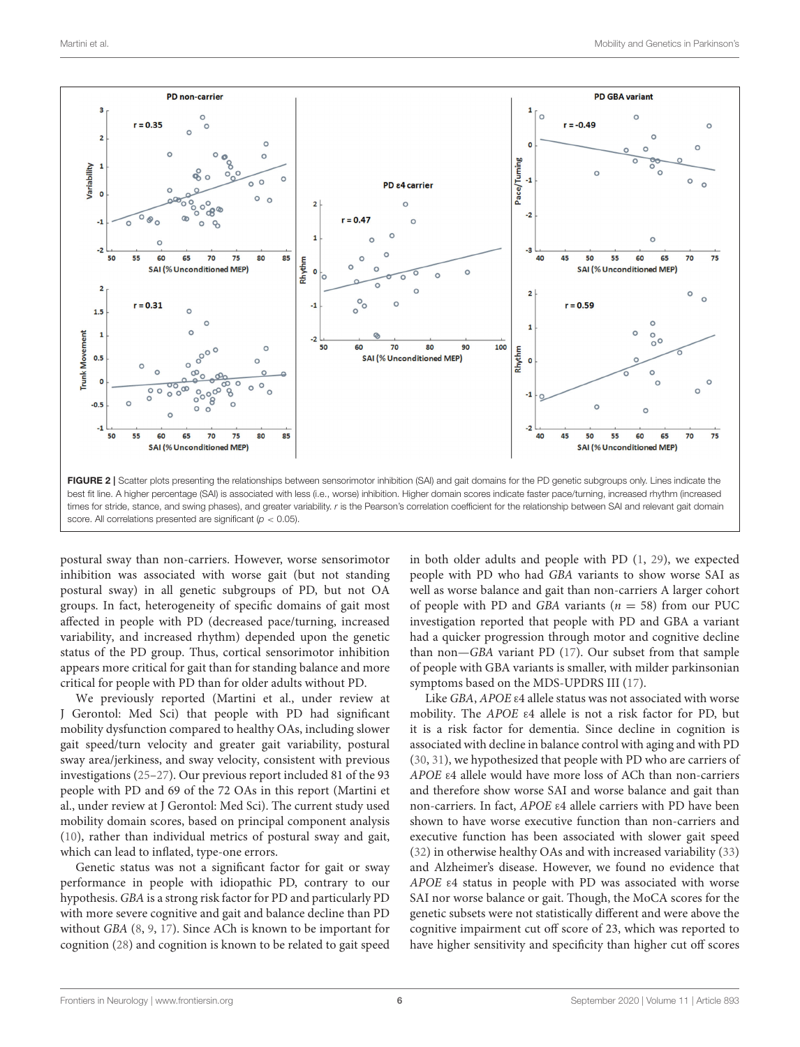FIGURE 2 | Scatter plots presenting the relationships between sensorimotor inhibition (SAI) and gait domains for the PD genetic subgroups only. Lines indicate the best fit line. A higher percentage (SAI) is associated with less (i.e., worse) inhibition. Higher domain scores indicate faster pace/turning, increased rhythm (increased times for stride, stance, and swing phases), and greater variability. *r* is the Pearson's correlation coefficient for the relationship between SAI and relevant gait domain score. All correlations presented are significant ($p < 0.05$).

postural sway than non-carriers. However, worse sensorimotor inhibition was associated with worse gait (but not standing postural sway) in all genetic subgroups of PD, but not OA groups. In fact, heterogeneity of specific domains of gait most affected in people with PD (decreased pace/turning, increased variability, and increased rhythm) depended upon the genetic status of the PD group. Thus, cortical sensorimotor inhibition appears more critical for gait than for standing balance and more critical for people with PD than for older adults without PD.

We previously reported (Martini et al., under review at J Gerontol: Med Sci) that people with PD had significant mobility dysfunction compared to healthy OAs, including slower gait speed/turn velocity and greater gait variability, postural sway area/jerkiness, and sway velocity, consistent with previous investigations (25–27). Our previous report included 81 of the 93 people with PD and 69 of the 72 OAs in this report (Martini et al., under review at J Gerontol: Med Sci). The current study used mobility domain scores, based on principal component analysis (10), rather than individual metrics of postural sway and gait, which can lead to inflated, type-one errors.

Genetic status was not a significant factor for gait or sway performance in people with idiopathic PD, contrary to our hypothesis. *GBA* is a strong risk factor for PD and particularly PD with more severe cognitive and gait and balance decline than PD without *GBA* (8, 9, 17). Since ACh is known to be important for cognition (28) and cognition is known to be related to gait speed in both older adults and people with PD (1, 29), we expected people with PD who had *GBA* variants to show worse SAI as well as worse balance and gait than non-carriers A larger cohort of people with PD and *GBA* variants ($n = 58$) from our PUC investigation reported that people with PD and GBA a variant had a quicker progression through motor and cognitive decline than non—*GBA* variant PD (17). Our subset from that sample of people with GBA variants is smaller, with milder parkinsonian symptoms based on the MDS-UPDRS III (17).

Like *GBA*, *APOE* ε4 allele status was not associated with worse mobility. The *APOE* ε4 allele is not a risk factor for PD, but it is a risk factor for dementia. Since decline in cognition is associated with decline in balance control with aging and with PD (30, 31), we hypothesized that people with PD who are carriers of *APOE* ε4 allele would have more loss of ACh than non-carriers and therefore show worse SAI and worse balance and gait than non-carriers. In fact, *APOE* ε4 allele carriers with PD have been shown to have worse executive function than non-carriers and executive function has been associated with slower gait speed (32) in otherwise healthy OAs and with increased variability (33) and Alzheimer's disease. However, we found no evidence that *APOE* ε4 status in people with PD was associated with worse SAI nor worse balance or gait. Though, the MoCA scores for the genetic subsets were not statistically different and were above the cognitive impairment cut off score of 23, which was reported to have higher sensitivity and specificity than higher cut off scores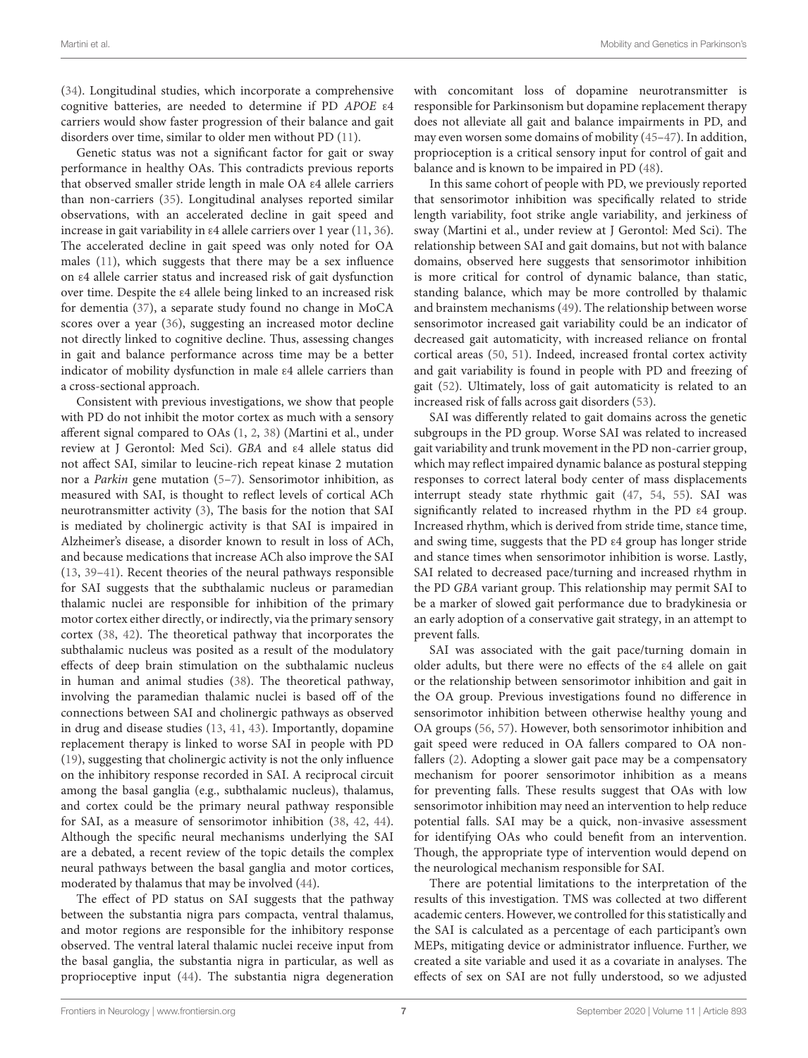(34). Longitudinal studies, which incorporate a comprehensive cognitive batteries, are needed to determine if PD *APOE* ε4 carriers would show faster progression of their balance and gait disorders over time, similar to older men without PD (11).

Genetic status was not a significant factor for gait or sway performance in healthy OAs. This contradicts previous reports that observed smaller stride length in male OA ε4 allele carriers than non-carriers (35). Longitudinal analyses reported similar observations, with an accelerated decline in gait speed and increase in gait variability in ε4 allele carriers over 1 year (11, 36). The accelerated decline in gait speed was only noted for OA males (11), which suggests that there may be a sex influence on ε4 allele carrier status and increased risk of gait dysfunction over time. Despite the ε4 allele being linked to an increased risk for dementia (37), a separate study found no change in MoCA scores over a year (36), suggesting an increased motor decline not directly linked to cognitive decline. Thus, assessing changes in gait and balance performance across time may be a better indicator of mobility dysfunction in male ε4 allele carriers than a cross-sectional approach.

Consistent with previous investigations, we show that people with PD do not inhibit the motor cortex as much with a sensory afferent signal compared to OAs (1, 2, 38) (Martini et al., under review at J Gerontol: Med Sci). *GBA* and ε4 allele status did not affect SAI, similar to leucine-rich repeat kinase 2 mutation nor a *Parkin* gene mutation (5–7). Sensorimotor inhibition, as measured with SAI, is thought to reflect levels of cortical ACh neurotransmitter activity (3), The basis for the notion that SAI is mediated by cholinergic activity is that SAI is impaired in Alzheimer's disease, a disorder known to result in loss of ACh, and because medications that increase ACh also improve the SAI (13, 39–41). Recent theories of the neural pathways responsible for SAI suggests that the subthalamic nucleus or paramedian thalamic nuclei are responsible for inhibition of the primary motor cortex either directly, or indirectly, via the primary sensory cortex (38, 42). The theoretical pathway that incorporates the subthalamic nucleus was posited as a result of the modulatory effects of deep brain stimulation on the subthalamic nucleus in human and animal studies (38). The theoretical pathway, involving the paramedian thalamic nuclei is based off of the connections between SAI and cholinergic pathways as observed in drug and disease studies (13, 41, 43). Importantly, dopamine replacement therapy is linked to worse SAI in people with PD (19), suggesting that cholinergic activity is not the only influence on the inhibitory response recorded in SAI. A reciprocal circuit among the basal ganglia (e.g., subthalamic nucleus), thalamus, and cortex could be the primary neural pathway responsible for SAI, as a measure of sensorimotor inhibition (38, 42, 44). Although the specific neural mechanisms underlying the SAI are a debated, a recent review of the topic details the complex neural pathways between the basal ganglia and motor cortices, moderated by thalamus that may be involved (44).

The effect of PD status on SAI suggests that the pathway between the substantia nigra pars compacta, ventral thalamus, and motor regions are responsible for the inhibitory response observed. The ventral lateral thalamic nuclei receive input from the basal ganglia, the substantia nigra in particular, as well as proprioceptive input (44). The substantia nigra degeneration with concomitant loss of dopamine neurotransmitter is responsible for Parkinsonism but dopamine replacement therapy does not alleviate all gait and balance impairments in PD, and may even worsen some domains of mobility (45–47). In addition, proprioception is a critical sensory input for control of gait and balance and is known to be impaired in PD (48).

In this same cohort of people with PD, we previously reported that sensorimotor inhibition was specifically related to stride length variability, foot strike angle variability, and jerkiness of sway (Martini et al., under review at J Gerontol: Med Sci). The relationship between SAI and gait domains, but not with balance domains, observed here suggests that sensorimotor inhibition is more critical for control of dynamic balance, than static, standing balance, which may be more controlled by thalamic and brainstem mechanisms (49). The relationship between worse sensorimotor increased gait variability could be an indicator of decreased gait automaticity, with increased reliance on frontal cortical areas (50, 51). Indeed, increased frontal cortex activity and gait variability is found in people with PD and freezing of gait (52). Ultimately, loss of gait automaticity is related to an increased risk of falls across gait disorders (53).

SAI was differently related to gait domains across the genetic subgroups in the PD group. Worse SAI was related to increased gait variability and trunk movement in the PD non-carrier group, which may reflect impaired dynamic balance as postural stepping responses to correct lateral body center of mass displacements interrupt steady state rhythmic gait (47, 54, 55). SAI was significantly related to increased rhythm in the PD ε4 group. Increased rhythm, which is derived from stride time, stance time, and swing time, suggests that the PD ε4 group has longer stride and stance times when sensorimotor inhibition is worse. Lastly, SAI related to decreased pace/turning and increased rhythm in the PD *GBA* variant group. This relationship may permit SAI to be a marker of slowed gait performance due to bradykinesia or an early adoption of a conservative gait strategy, in an attempt to prevent falls.

SAI was associated with the gait pace/turning domain in older adults, but there were no effects of the ε4 allele on gait or the relationship between sensorimotor inhibition and gait in the OA group. Previous investigations found no difference in sensorimotor inhibition between otherwise healthy young and OA groups (56, 57). However, both sensorimotor inhibition and gait speed were reduced in OA fallers compared to OA non-fallers (2). Adopting a slower gait pace may be a compensatory mechanism for poorer sensorimotor inhibition as a means for preventing falls. These results suggest that OAs with low sensorimotor inhibition may need an intervention to help reduce potential falls. SAI may be a quick, non-invasive assessment for identifying OAs who could benefit from an intervention. Though, the appropriate type of intervention would depend on the neurological mechanism responsible for SAI.

There are potential limitations to the interpretation of the results of this investigation. TMS was collected at two different academic centers. However, we controlled for this statistically and the SAI is calculated as a percentage of each participant's own MEPs, mitigating device or administrator influence. Further, we created a site variable and used it as a covariate in analyses. The effects of sex on SAI are not fully understood, so we adjusted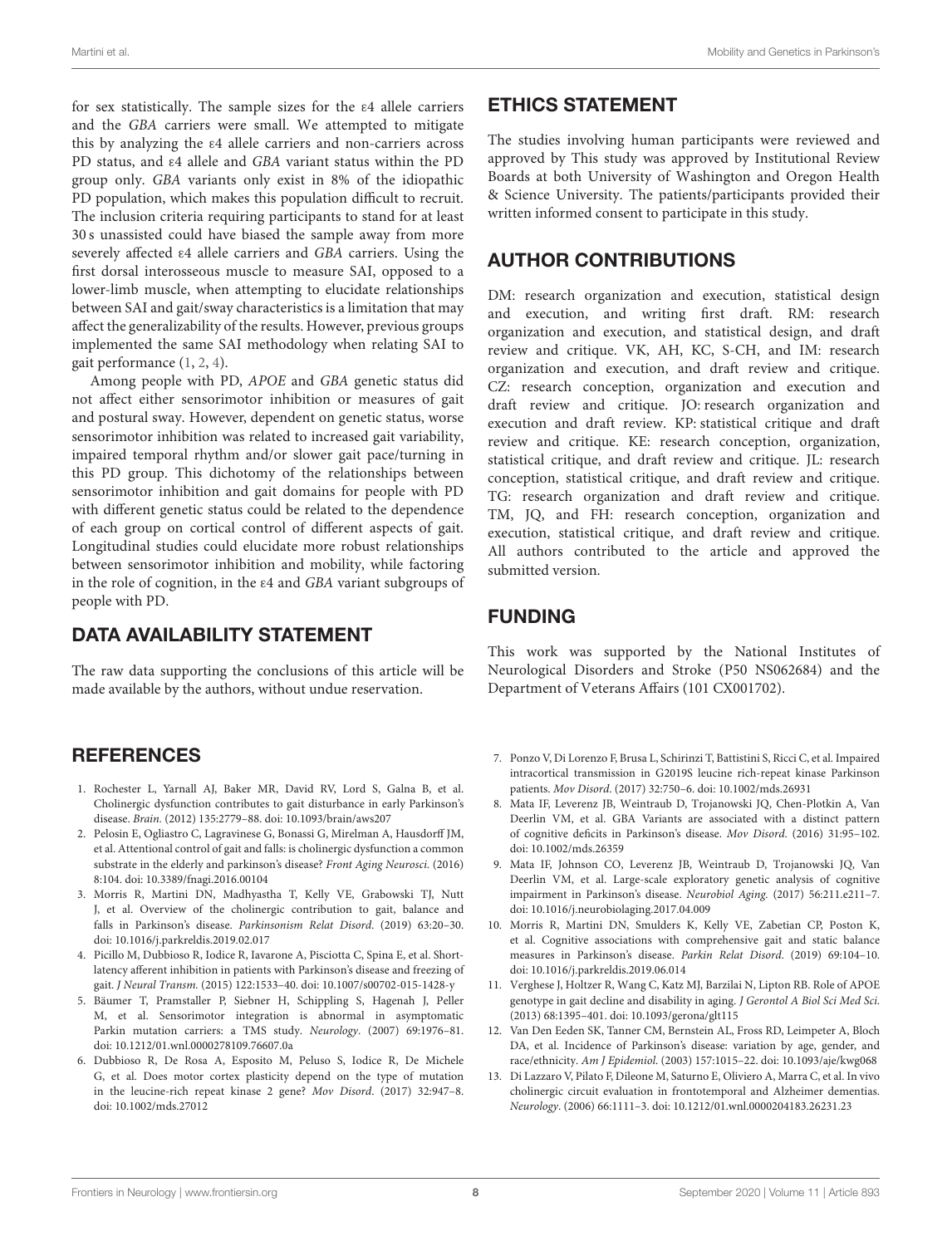for sex statistically. The sample sizes for the ε4 allele carriers and the *GBA* carriers were small. We attempted to mitigate this by analyzing the ε4 allele carriers and non-carriers across PD status, and ε4 allele and *GBA* variant status within the PD group only. *GBA* variants only exist in 8% of the idiopathic PD population, which makes this population difficult to recruit. The inclusion criteria requiring participants to stand for at least 30 s unassisted could have biased the sample away from more severely affected ε4 allele carriers and *GBA* carriers. Using the first dorsal interosseous muscle to measure SAI, opposed to a lower-limb muscle, when attempting to elucidate relationships between SAI and gait/sway characteristics is a limitation that may affect the generalizability of the results. However, previous groups implemented the same SAI methodology when relating SAI to gait performance (1, 2, 4).

Among people with PD, *APOE* and *GBA* genetic status did not affect either sensorimotor inhibition or measures of gait and postural sway. However, dependent on genetic status, worse sensorimotor inhibition was related to increased gait variability, impaired temporal rhythm and/or slower gait pace/turning in this PD group. This dichotomy of the relationships between sensorimotor inhibition and gait domains for people with PD with different genetic status could be related to the dependence of each group on cortical control of different aspects of gait. Longitudinal studies could elucidate more robust relationships between sensorimotor inhibition and mobility, while factoring in the role of cognition, in the ε4 and *GBA* variant subgroups of people with PD.

## DATA AVAILABILITY STATEMENT

The raw data supporting the conclusions of this article will be made available by the authors, without undue reservation.

## ETHICS STATEMENT

The studies involving human participants were reviewed and approved by This study was approved by Institutional Review Boards at both University of Washington and Oregon Health & Science University. The patients/participants provided their written informed consent to participate in this study.

## AUTHOR CONTRIBUTIONS

DM: research organization and execution, statistical design and execution, and writing first draft. RM: research organization and execution, and statistical design, and draft review and critique. VK, AH, KC, S-CH, and IM: research organization and execution, and draft review and critique. CZ: research conception, organization and execution and draft review and critique. JO: research organization and execution and draft review. KP: statistical critique and draft review and critique. KE: research conception, organization, statistical critique, and draft review and critique. JL: research conception, statistical critique, and draft review and critique. TG: research organization and draft review and critique. TM, JQ, and FH: research conception, organization and execution, statistical critique, and draft review and critique. All authors contributed to the article and approved the submitted version.

## FUNDING

This work was supported by the National Institutes of Neurological Disorders and Stroke (P50 NS062684) and the Department of Veterans Affairs (101 CX001702).

## REFERENCES

1. Rochester L, Yarnall AJ, Baker MR, David RV, Lord S, Galna B, et al. Cholinergic dysfunction contributes to gait disturbance in early Parkinson's disease. *Brain*. (2012) 135:2779–88. doi: 10.1093/brain/aws207
2. Pelosin E, Ogliastro C, Lagravinese G, Bonassi G, Mirelman A, Hausdorff JM, et al. Attentional control of gait and falls: is cholinergic dysfunction a common substrate in the elderly and parkinson's disease? *Front Aging Neurosci*. (2016) 8:104. doi: 10.3389/fnagi.2016.00104
3. Morris R, Martini DN, Madhyastha T, Kelly VE, Grabowski TJ, Nutt J, et al. Overview of the cholinergic contribution to gait, balance and falls in Parkinson's disease. *Parkinsonism Relat Disord*. (2019) 63:20–30. doi: 10.1016/j.parkreldis.2019.02.017
4. Picillo M, Dubbioso R, Iodice R, Iavarone A, Pisciotta C, Spina E, et al. Short-latency afferent inhibition in patients with Parkinson's disease and freezing of gait. *J Neural Transm*. (2015) 122:1533–40. doi: 10.1007/s00702-015-1428-y
5. Bäumer T, Pramstaller P, Siebner H, Schippling S, Hagenah J, Peller M, et al. Sensorimotor integration is abnormal in asymptomatic Parkin mutation carriers: a TMS study. *Neurology*. (2007) 69:1976–81. doi: 10.1212/01.wnl.0000278109.76607.0a
6. Dubbioso R, De Rosa A, Esposito M, Peluso S, Iodice R, De Michele G, et al. Does motor cortex plasticity depend on the type of mutation in the leucine-rich repeat kinase 2 gene? *Mov Disord*. (2017) 32:947–8. doi: 10.1002/mds.27012
7. Ponzo V, Di Lorenzo F, Brusa L, Schirinzi T, Battistini S, Ricci C, et al. Impaired intracortical transmission in G2019S leucine rich-repeat kinase Parkinson patients. *Mov Disord*. (2017) 32:750–6. doi: 10.1002/mds.26931
8. Mata IF, Leverenz JB, Weintraub D, Trojanowski JQ, Chen-Plotkin A, Van Deerlin VM, et al. GBA Variants are associated with a distinct pattern of cognitive deficits in Parkinson's disease. *Mov Disord*. (2016) 31:95–102. doi: 10.1002/mds.26359
9. Mata IF, Johnson CO, Leverenz JB, Weintraub D, Trojanowski JQ, Van Deerlin VM, et al. Large-scale exploratory genetic analysis of cognitive impairment in Parkinson's disease. *Neurobiol Aging*. (2017) 56:211.e211–7. doi: 10.1016/j.neurobiolaging.2017.04.009
10. Morris R, Martini DN, Smulders K, Kelly VE, Zabetian CP, Poston K, et al. Cognitive associations with comprehensive gait and static balance measures in Parkinson's disease. *Parkin Relat Disord*. (2019) 69:104–10. doi: 10.1016/j.parkreldis.2019.06.014
11. Verghese J, Holtzer R, Wang C, Katz MJ, Barzilai N, Lipton RB. Role of APOE genotype in gait decline and disability in aging. *J Gerontol A Biol Sci Med Sci*. (2013) 68:1395–401. doi: 10.1093/gerona/glt115
12. Van Den Eeden SK, Tanner CM, Bernstein AL, Fross RD, Leimpeter A, Bloch DA, et al. Incidence of Parkinson's disease: variation by age, gender, and race/ethnicity. *Am J Epidemiol*. (2003) 157:1015–22. doi: 10.1093/aje/kwg068
13. Di Lazzaro V, Pilato F, Dileone M, Saturno E, Oliviero A, Marra C, et al. In vivo cholinergic circuit evaluation in frontotemporal and Alzheimer dementias. *Neurology*. (2006) 66:1111–3. doi: 10.1212/01.wnl.0000204183.26231.23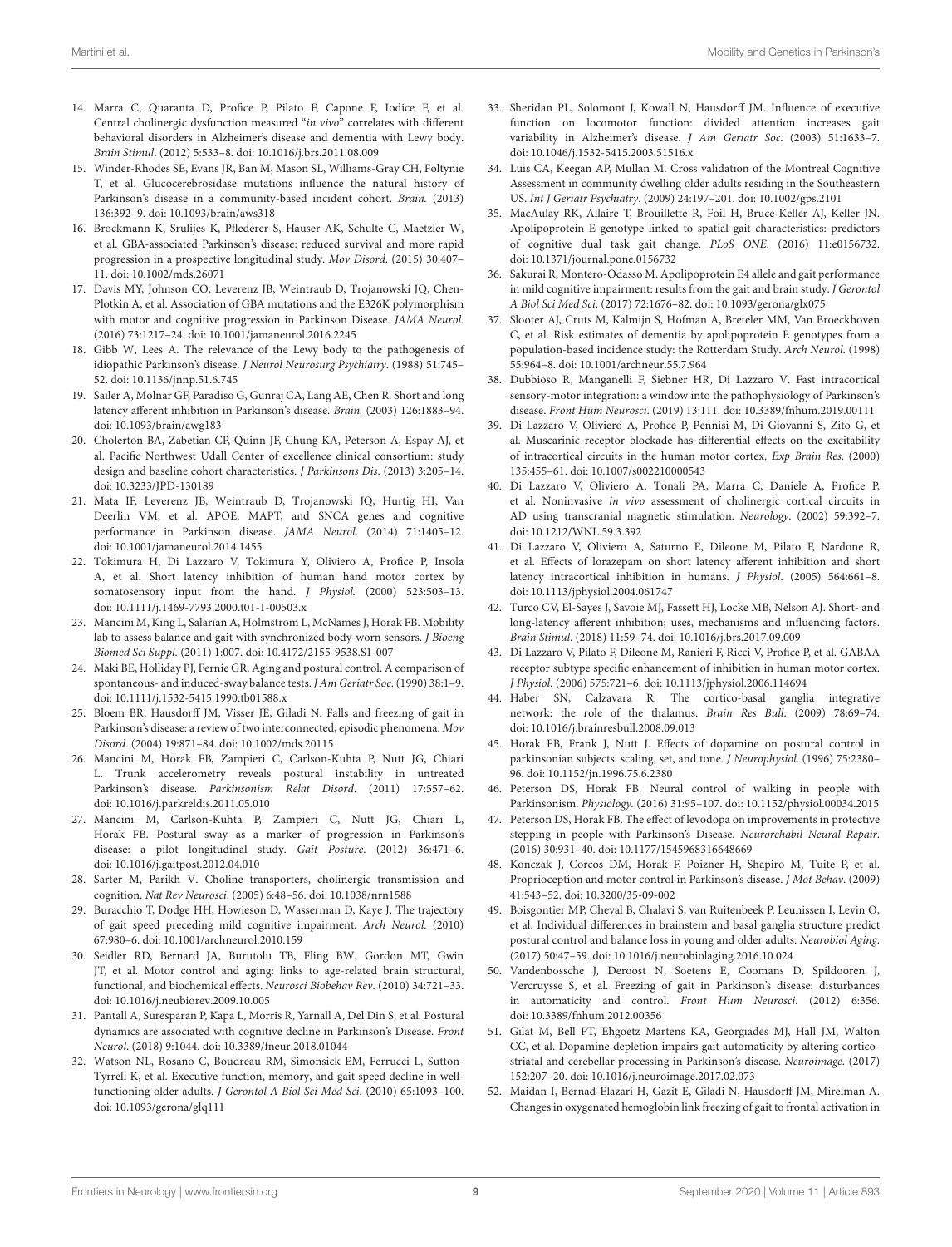14. Marra C, Quaranta D, Profice P, Pilato F, Capone F, Iodice F, et al. Central cholinergic dysfunction measured "*in vivo*" correlates with different behavioral disorders in Alzheimer's disease and dementia with Lewy body. *Brain Stimul*. (2012) 5:533–8. doi: 10.1016/j.brs.2011.08.009
15. Winder-Rhodes SE, Evans JR, Ban M, Mason SL, Williams-Gray CH, Foltynie T, et al. Glucocerebrosidase mutations influence the natural history of Parkinson's disease in a community-based incident cohort. *Brain*. (2013) 136:392–9. doi: 10.1093/brain/aws318
16. Brockmann K, Srulijes K, Pflederer S, Hauser AK, Schulte C, Maetzler W, et al. GBA-associated Parkinson's disease: reduced survival and more rapid progression in a prospective longitudinal study. *Mov Disord*. (2015) 30:407–11. doi: 10.1002/mds.26071
17. Davis MY, Johnson CO, Leverenz JB, Weintraub D, Trojanowski JQ, Chen-Plotkin A, et al. Association of GBA mutations and the E326K polymorphism with motor and cognitive progression in Parkinson Disease. *JAMA Neurol*. (2016) 73:1217–24. doi: 10.1001/jamaneurol.2016.2245
18. Gibb W, Lees A. The relevance of the Lewy body to the pathogenesis of idiopathic Parkinson's disease. *J Neurol Neurosurg Psychiatry*. (1988) 51:745–52. doi: 10.1136/jnnp.51.6.745
19. Sailer A, Molnar GF, Paradiso G, Gunraj CA, Lang AE, Chen R. Short and long latency afferent inhibition in Parkinson's disease. *Brain*. (2003) 126:1883–94. doi: 10.1093/brain/awg183
20. Cholerton BA, Zabetian CP, Quinn JF, Chung KA, Peterson A, Espay AJ, et al. Pacific Northwest Udall Center of excellence clinical consortium: study design and baseline cohort characteristics. *J Parkinsons Dis*. (2013) 3:205–14. doi: 10.3233/JPD-130189
21. Mata IF, Leverenz JB, Weintraub D, Trojanowski JQ, Hurtig HI, Van Deerlin VM, et al. APOE, MAPT, and SNCA genes and cognitive performance in Parkinson disease. *JAMA Neurol*. (2014) 71:1405–12. doi: 10.1001/jamaneurol.2014.1455
22. Tokimura H, Di Lazzaro V, Tokimura Y, Oliviero A, Profice P, Insola A, et al. Short latency inhibition of human hand motor cortex by somatosensory input from the hand. *J Physiol*. (2000) 523:503–13. doi: 10.1111/j.1469-7793.2000.t01-1-00503.x
23. Mancini M, King L, Salarian A, Holmstrom L, McNames J, Horak FB. Mobility lab to assess balance and gait with synchronized body-worn sensors. *J Bioeng Biomed Sci Suppl*. (2011) 1:007. doi: 10.4172/2155-9538.S1-007
24. Maki BE, Holliday PJ, Fernie GR. Aging and postural control. A comparison of spontaneous- and induced-sway balance tests. *J Am Geriatr Soc*. (1990) 38:1–9. doi: 10.1111/j.1532-5415.1990.tb01588.x
25. Bloem BR, Hausdorff JM, Visser JE, Giladi N. Falls and freezing of gait in Parkinson's disease: a review of two interconnected, episodic phenomena. *Mov Disord*. (2004) 19:871–84. doi: 10.1002/mds.20115
26. Mancini M, Horak FB, Zampieri C, Carlson-Kuhta P, Nutt JG, Chiari L. Trunk accelerometry reveals postural instability in untreated Parkinson's disease. *Parkinsonism Relat Disord*. (2011) 17:557–62. doi: 10.1016/j.parkreldis.2011.05.010
27. Mancini M, Carlson-Kuhta P, Zampieri C, Nutt JG, Chiari L, Horak FB. Postural sway as a marker of progression in Parkinson's disease: a pilot longitudinal study. *Gait Posture*. (2012) 36:471–6. doi: 10.1016/j.gaitpost.2012.04.010
28. Sarter M, Parikh V. Choline transporters, cholinergic transmission and cognition. *Nat Rev Neurosci*. (2005) 6:48–56. doi: 10.1038/nrn1588
29. Buracchio T, Dodge HH, Howieson D, Wasserman D, Kaye J. The trajectory of gait speed preceding mild cognitive impairment. *Arch Neurol*. (2010) 67:980–6. doi: 10.1001/archneurol.2010.159
30. Seidler RD, Bernard JA, Burutolu TB, Fling BW, Gordon MT, Gwin JT, et al. Motor control and aging: links to age-related brain structural, functional, and biochemical effects. *Neurosci Biobehav Rev*. (2010) 34:721–33. doi: 10.1016/j.neubiorev.2009.10.005
31. Pantall A, Suresparan P, Kapa L, Morris R, Yarnall A, Del Din S, et al. Postural dynamics are associated with cognitive decline in Parkinson's Disease. *Front Neurol*. (2018) 9:1044. doi: 10.3389/fneur.2018.01044
32. Watson NL, Rosano C, Boudreau RM, Simonsick EM, Ferrucci L, Sutton-Tyrrell K, et al. Executive function, memory, and gait speed decline in well-functioning older adults. *J Gerontol A Biol Sci Med Sci*. (2010) 65:1093–100. doi: 10.1093/gerona/glq111
33. Sheridan PL, Solomont J, Kowall N, Hausdorff JM. Influence of executive function on locomotor function: divided attention increases gait variability in Alzheimer's disease. *J Am Geriatr Soc*. (2003) 51:1633–7. doi: 10.1046/j.1532-5415.2003.51516.x
34. Luis CA, Keegan AP, Mullan M. Cross validation of the Montreal Cognitive Assessment in community dwelling older adults residing in the Southeastern US. *Int J Geriatr Psychiatry*. (2009) 24:197–201. doi: 10.1002/gps.2101
35. MacAulay RK, Allaire T, Brouillette R, Foil H, Bruce-Keller AJ, Keller JN. Apolipoprotein E genotype linked to spatial gait characteristics: predictors of cognitive dual task gait change. *PLoS ONE*. (2016) 11:e0156732. doi: 10.1371/journal.pone.0156732
36. Sakurai R, Montero-Odasso M. Apolipoprotein E4 allele and gait performance in mild cognitive impairment: results from the gait and brain study. *J Gerontol A Biol Sci Med Sci*. (2017) 72:1676–82. doi: 10.1093/gerona/glx075
37. Slooter AJ, Cruts M, Kalmijn S, Hofman A, Breteler MM, Van Broeckhoven C, et al. Risk estimates of dementia by apolipoprotein E genotypes from a population-based incidence study: the Rotterdam Study. *Arch Neurol*. (1998) 55:964–8. doi: 10.1001/archneur.55.7.964
38. Dubbioso R, Manganelli F, Siebner HR, Di Lazzaro V. Fast intracortical sensory-motor integration: a window into the pathophysiology of Parkinson's disease. *Front Hum Neurosci*. (2019) 13:111. doi: 10.3389/fnhum.2019.00111
39. Di Lazzaro V, Oliviero A, Profice P, Pennisi M, Di Giovanni S, Zito G, et al. Muscarinic receptor blockade has differential effects on the excitability of intracortical circuits in the human motor cortex. *Exp Brain Res*. (2000) 135:455–61. doi: 10.1007/s002210000543
40. Di Lazzaro V, Oliviero A, Tonali PA, Marra C, Daniele A, Profice P, et al. Noninvasive *in vivo* assessment of cholinergic cortical circuits in AD using transcranial magnetic stimulation. *Neurology*. (2002) 59:392–7. doi: 10.1212/WNL.59.3.392
41. Di Lazzaro V, Oliviero A, Saturno E, Dileone M, Pilato F, Nardone R, et al. Effects of lorazepam on short latency afferent inhibition and short latency intracortical inhibition in humans. *J Physiol*. (2005) 564:661–8. doi: 10.1113/jphysiol.2004.061747
42. Turco CV, El-Sayes J, Savoie MJ, Fassett HJ, Locke MB, Nelson AJ. Short- and long-latency afferent inhibition; uses, mechanisms and influencing factors. *Brain Stimul*. (2018) 11:59–74. doi: 10.1016/j.brs.2017.09.009
43. Di Lazzaro V, Pilato F, Dileone M, Ranieri F, Ricci V, Profice P, et al. GABAA receptor subtype specific enhancement of inhibition in human motor cortex. *J Physiol*. (2006) 575:721–6. doi: 10.1113/jphysiol.2006.114694
44. Haber SN, Calzavara R. The cortico-basal ganglia integrative network: the role of the thalamus. *Brain Res Bull*. (2009) 78:69–74. doi: 10.1016/j.brainresbull.2008.09.013
45. Horak FB, Frank J, Nutt J. Effects of dopamine on postural control in parkinsonian subjects: scaling, set, and tone. *J Neurophysiol*. (1996) 75:2380–96. doi: 10.1152/jn.1996.75.6.2380
46. Peterson DS, Horak FB. Neural control of walking in people with Parkinsonism. *Physiology*. (2016) 31:95–107. doi: 10.1152/physiol.00034.2015
47. Peterson DS, Horak FB. The effect of levodopa on improvements in protective stepping in people with Parkinson's Disease. *Neurorehabil Neural Repair*. (2016) 30:931–40. doi: 10.1177/1545968316648669
48. Konczak J, Corcos DM, Horak F, Poizner H, Shapiro M, Tuite P, et al. Proprioception and motor control in Parkinson's disease. *J Mot Behav*. (2009) 41:543–52. doi: 10.3200/35-09-002
49. Boisgontier MP, Cheval B, Chalavi S, van Ruitenbeek P, Leunissen I, Levin O, et al. Individual differences in brainstem and basal ganglia structure predict postural control and balance loss in young and older adults. *Neurobiol Aging*. (2017) 50:47–59. doi: 10.1016/j.neurobiolaging.2016.10.024
50. Vandenbossche J, Deroost N, Soetens E, Coomans D, Spildooren J, Vercruysse S, et al. Freezing of gait in Parkinson's disease: disturbances in automaticity and control. *Front Hum Neurosci*. (2012) 6:356. doi: 10.3389/fnhum.2012.00356
51. Gilat M, Bell PT, Ehgoetz Martens KA, Georgiades MJ, Hall JM, Walton CC, et al. Dopamine depletion impairs gait automaticity by altering cortico-striatal and cerebellar processing in Parkinson's disease. *Neuroimage*. (2017) 152:207–20. doi: 10.1016/j.neuroimage.2017.02.073
52. Maidan I, Bernad-Elazari H, Gazit E, Giladi N, Hausdorff JM, Mirelman A. Changes in oxygenated hemoglobin link freezing of gait to frontal activation in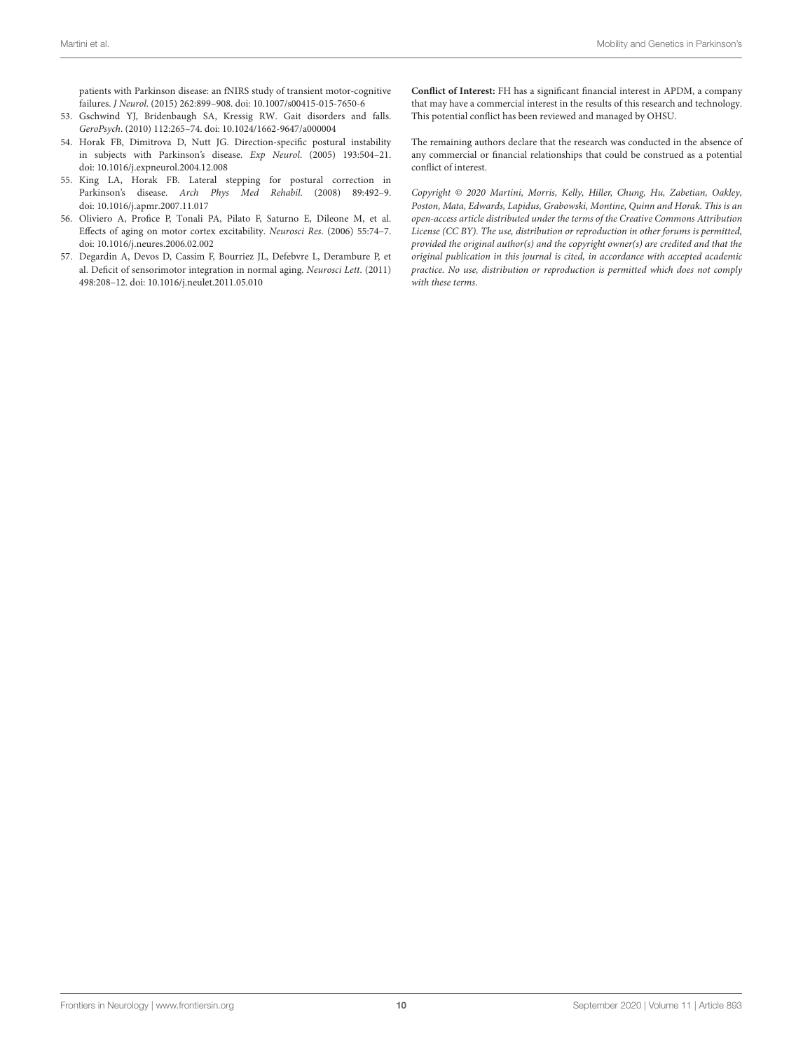patients with Parkinson disease: an fNIRS study of transient motor-cognitive failures. *J Neurol*. (2015) 262:899–908. doi: 10.1007/s00415-015-7650-6

53. Gschwind YJ, Bridenbaugh SA, Kressig RW. Gait disorders and falls. *GeroPsych*. (2010) 112:265–74. doi: 10.1024/1662-9647/a000004
54. Horak FB, Dimitrova D, Nutt JG. Direction-specific postural instability in subjects with Parkinson's disease. *Exp Neurol*. (2005) 193:504–21. doi: 10.1016/j.expneurol.2004.12.008
55. King LA, Horak FB. Lateral stepping for postural correction in Parkinson's disease. *Arch Phys Med Rehabil*. (2008) 89:492–9. doi: 10.1016/j.apmr.2007.11.017
56. Oliviero A, Profice P, Tonali PA, Pilato F, Saturno E, Dileone M, et al. Effects of aging on motor cortex excitability. *Neurosci Res*. (2006) 55:74–7. doi: 10.1016/j.neures.2006.02.002
57. Degardin A, Devos D, Cassim F, Bourriez JL, Defebvre L, Derambure P, et al. Deficit of sensorimotor integration in normal aging. *Neurosci Lett*. (2011) 498:208–12. doi: 10.1016/j.neulet.2011.05.010

**Conflict of Interest:** FH has a significant financial interest in APDM, a company that may have a commercial interest in the results of this research and technology. This potential conflict has been reviewed and managed by OHSU.

The remaining authors declare that the research was conducted in the absence of any commercial or financial relationships that could be construed as a potential conflict of interest.

*Copyright © 2020 Martini, Morris, Kelly, Hiller, Chung, Hu, Zabetian, Oakley, Poston, Mata, Edwards, Lapidus, Grabowski, Montine, Quinn and Horak. This is an open-access article distributed under the terms of the Creative Commons Attribution License (CC BY). The use, distribution or reproduction in other forums is permitted, provided the original author(s) and the copyright owner(s) are credited and that the original publication in this journal is cited, in accordance with accepted academic practice. No use, distribution or reproduction is permitted which does not comply with these terms.*